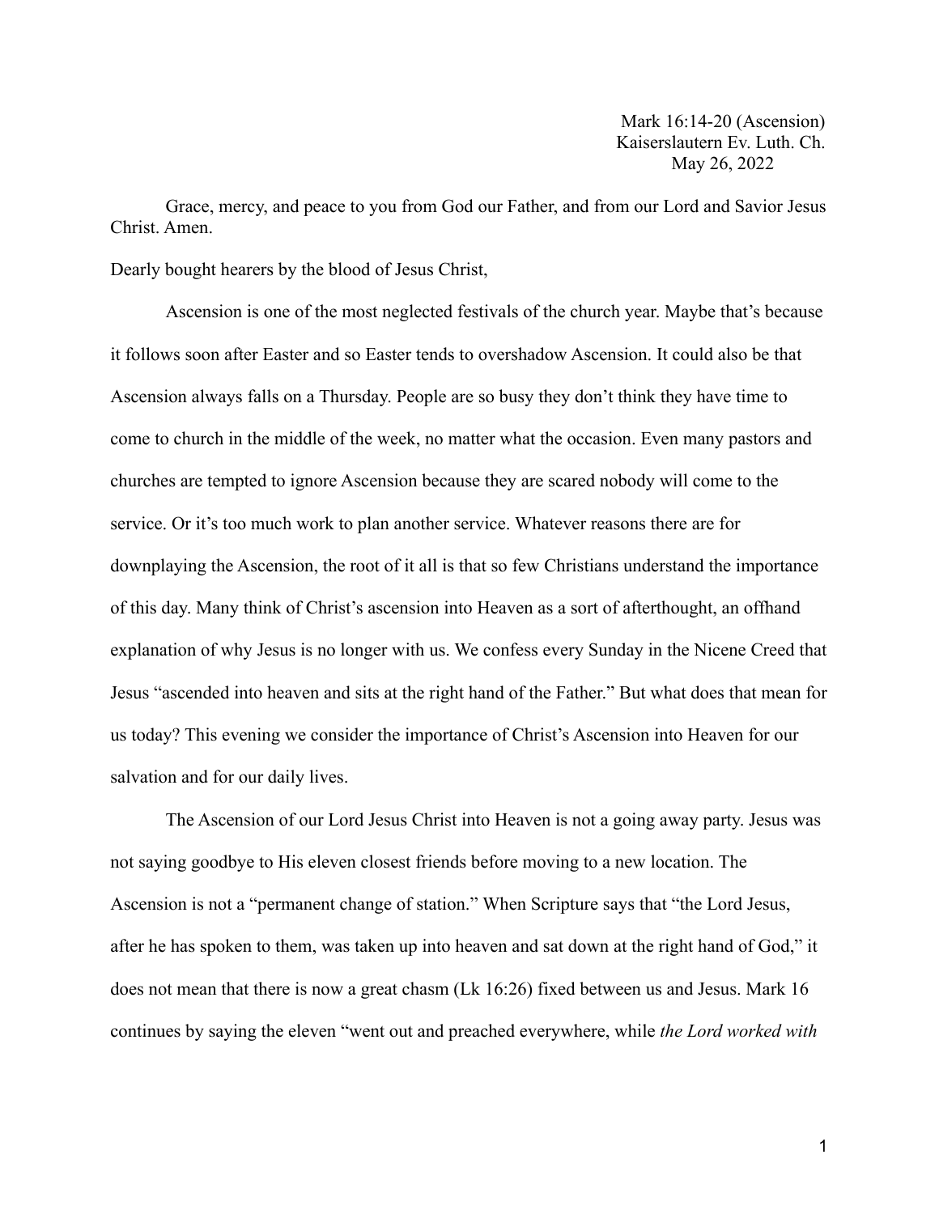Mark 16:14-20 (Ascension)
Kaiserslautern Ev. Luth. Ch.
May 26, 2022

Grace, mercy, and peace to you from God our Father, and from our Lord and Savior Jesus Christ. Amen.

Dearly bought hearers by the blood of Jesus Christ,

Ascension is one of the most neglected festivals of the church year. Maybe that's because it follows soon after Easter and so Easter tends to overshadow Ascension. It could also be that Ascension always falls on a Thursday. People are so busy they don't think they have time to come to church in the middle of the week, no matter what the occasion. Even many pastors and churches are tempted to ignore Ascension because they are scared nobody will come to the service. Or it's too much work to plan another service. Whatever reasons there are for downplaying the Ascension, the root of it all is that so few Christians understand the importance of this day. Many think of Christ's ascension into Heaven as a sort of afterthought, an offhand explanation of why Jesus is no longer with us. We confess every Sunday in the Nicene Creed that Jesus "ascended into heaven and sits at the right hand of the Father." But what does that mean for us today? This evening we consider the importance of Christ's Ascension into Heaven for our salvation and for our daily lives.

The Ascension of our Lord Jesus Christ into Heaven is not a going away party. Jesus was not saying goodbye to His eleven closest friends before moving to a new location. The Ascension is not a "permanent change of station." When Scripture says that "the Lord Jesus, after he has spoken to them, was taken up into heaven and sat down at the right hand of God," it does not mean that there is now a great chasm (Lk 16:26) fixed between us and Jesus. Mark 16 continues by saying the eleven "went out and preached everywhere, while *the Lord worked with*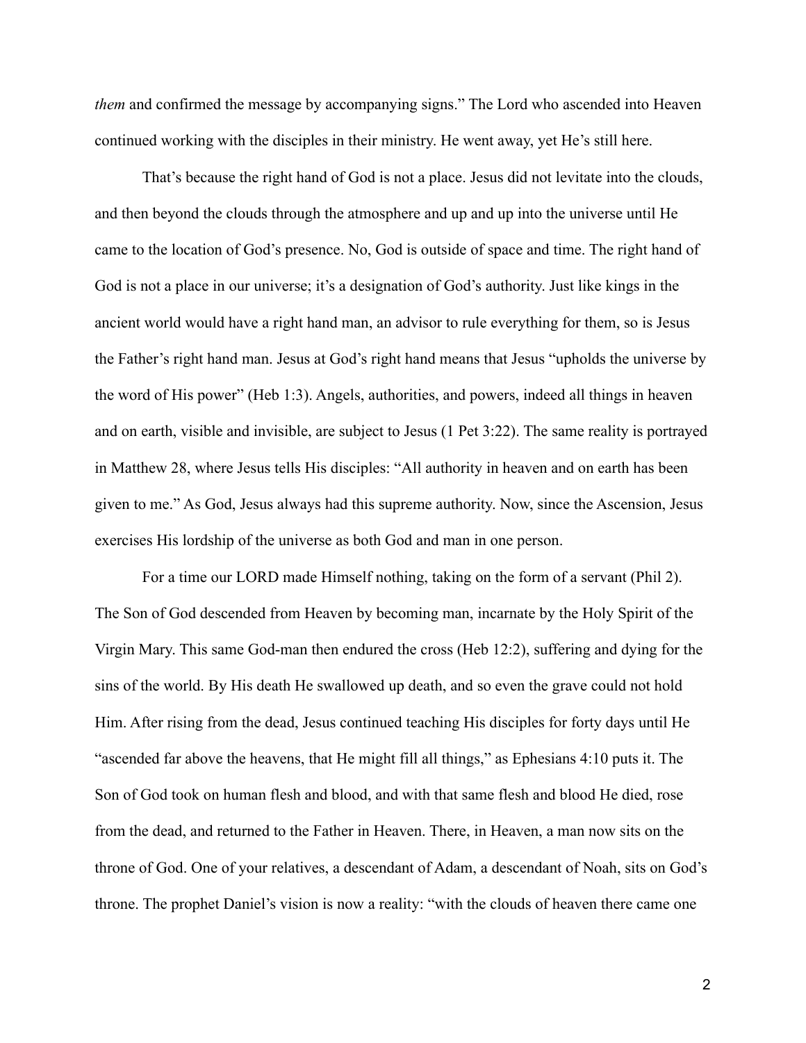*them* and confirmed the message by accompanying signs." The Lord who ascended into Heaven continued working with the disciples in their ministry. He went away, yet He's still here.

That's because the right hand of God is not a place. Jesus did not levitate into the clouds, and then beyond the clouds through the atmosphere and up and up into the universe until He came to the location of God's presence. No, God is outside of space and time. The right hand of God is not a place in our universe; it's a designation of God's authority. Just like kings in the ancient world would have a right hand man, an advisor to rule everything for them, so is Jesus the Father's right hand man. Jesus at God's right hand means that Jesus "upholds the universe by the word of His power" (Heb 1:3). Angels, authorities, and powers, indeed all things in heaven and on earth, visible and invisible, are subject to Jesus (1 Pet 3:22). The same reality is portrayed in Matthew 28, where Jesus tells His disciples: "All authority in heaven and on earth has been given to me." As God, Jesus always had this supreme authority. Now, since the Ascension, Jesus exercises His lordship of the universe as both God and man in one person.

For a time our LORD made Himself nothing, taking on the form of a servant (Phil 2). The Son of God descended from Heaven by becoming man, incarnate by the Holy Spirit of the Virgin Mary. This same God-man then endured the cross (Heb 12:2), suffering and dying for the sins of the world. By His death He swallowed up death, and so even the grave could not hold Him. After rising from the dead, Jesus continued teaching His disciples for forty days until He "ascended far above the heavens, that He might fill all things," as Ephesians 4:10 puts it. The Son of God took on human flesh and blood, and with that same flesh and blood He died, rose from the dead, and returned to the Father in Heaven. There, in Heaven, a man now sits on the throne of God. One of your relatives, a descendant of Adam, a descendant of Noah, sits on God's throne. The prophet Daniel's vision is now a reality: "with the clouds of heaven there came one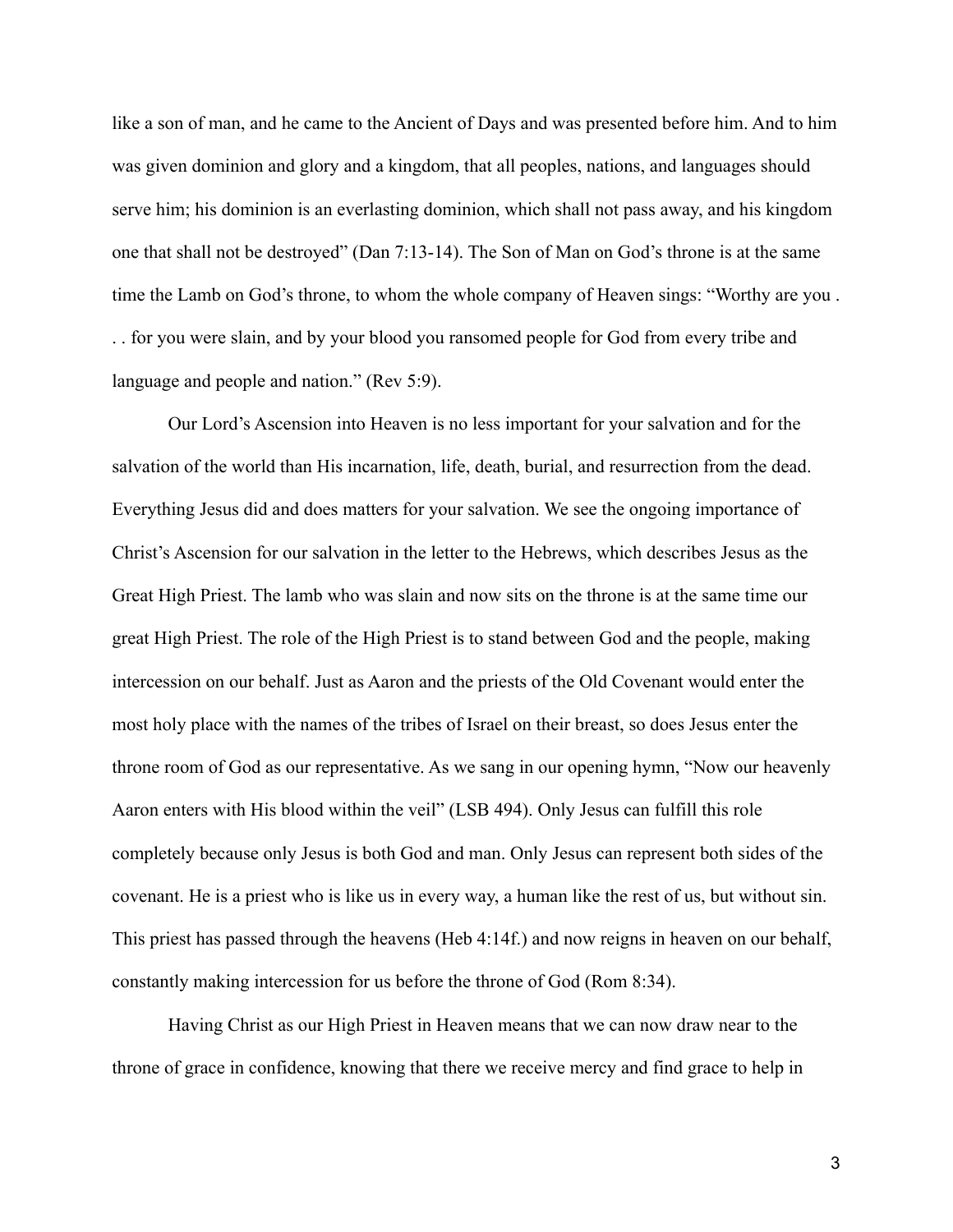like a son of man, and he came to the Ancient of Days and was presented before him. And to him was given dominion and glory and a kingdom, that all peoples, nations, and languages should serve him; his dominion is an everlasting dominion, which shall not pass away, and his kingdom one that shall not be destroyed" (Dan 7:13-14). The Son of Man on God's throne is at the same time the Lamb on God's throne, to whom the whole company of Heaven sings: "Worthy are you . . . for you were slain, and by your blood you ransomed people for God from every tribe and language and people and nation." (Rev 5:9).

Our Lord's Ascension into Heaven is no less important for your salvation and for the salvation of the world than His incarnation, life, death, burial, and resurrection from the dead. Everything Jesus did and does matters for your salvation. We see the ongoing importance of Christ's Ascension for our salvation in the letter to the Hebrews, which describes Jesus as the Great High Priest. The lamb who was slain and now sits on the throne is at the same time our great High Priest. The role of the High Priest is to stand between God and the people, making intercession on our behalf. Just as Aaron and the priests of the Old Covenant would enter the most holy place with the names of the tribes of Israel on their breast, so does Jesus enter the throne room of God as our representative. As we sang in our opening hymn, "Now our heavenly Aaron enters with His blood within the veil" (LSB 494). Only Jesus can fulfill this role completely because only Jesus is both God and man. Only Jesus can represent both sides of the covenant. He is a priest who is like us in every way, a human like the rest of us, but without sin. This priest has passed through the heavens (Heb 4:14f.) and now reigns in heaven on our behalf, constantly making intercession for us before the throne of God (Rom 8:34).

Having Christ as our High Priest in Heaven means that we can now draw near to the throne of grace in confidence, knowing that there we receive mercy and find grace to help in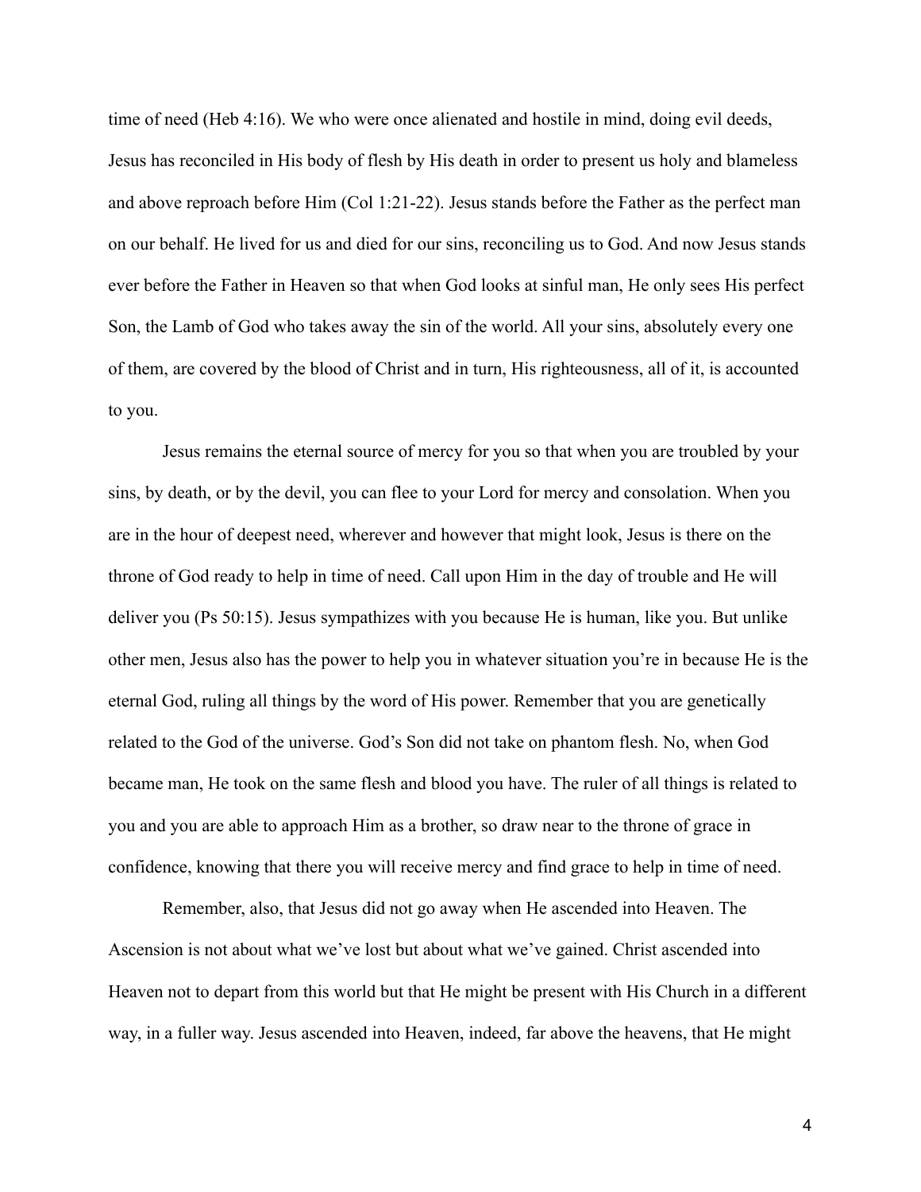time of need (Heb 4:16). We who were once alienated and hostile in mind, doing evil deeds, Jesus has reconciled in His body of flesh by His death in order to present us holy and blameless and above reproach before Him (Col 1:21-22). Jesus stands before the Father as the perfect man on our behalf. He lived for us and died for our sins, reconciling us to God. And now Jesus stands ever before the Father in Heaven so that when God looks at sinful man, He only sees His perfect Son, the Lamb of God who takes away the sin of the world. All your sins, absolutely every one of them, are covered by the blood of Christ and in turn, His righteousness, all of it, is accounted to you.

Jesus remains the eternal source of mercy for you so that when you are troubled by your sins, by death, or by the devil, you can flee to your Lord for mercy and consolation. When you are in the hour of deepest need, wherever and however that might look, Jesus is there on the throne of God ready to help in time of need. Call upon Him in the day of trouble and He will deliver you (Ps 50:15). Jesus sympathizes with you because He is human, like you. But unlike other men, Jesus also has the power to help you in whatever situation you're in because He is the eternal God, ruling all things by the word of His power. Remember that you are genetically related to the God of the universe. God's Son did not take on phantom flesh. No, when God became man, He took on the same flesh and blood you have. The ruler of all things is related to you and you are able to approach Him as a brother, so draw near to the throne of grace in confidence, knowing that there you will receive mercy and find grace to help in time of need.

Remember, also, that Jesus did not go away when He ascended into Heaven. The Ascension is not about what we've lost but about what we've gained. Christ ascended into Heaven not to depart from this world but that He might be present with His Church in a different way, in a fuller way. Jesus ascended into Heaven, indeed, far above the heavens, that He might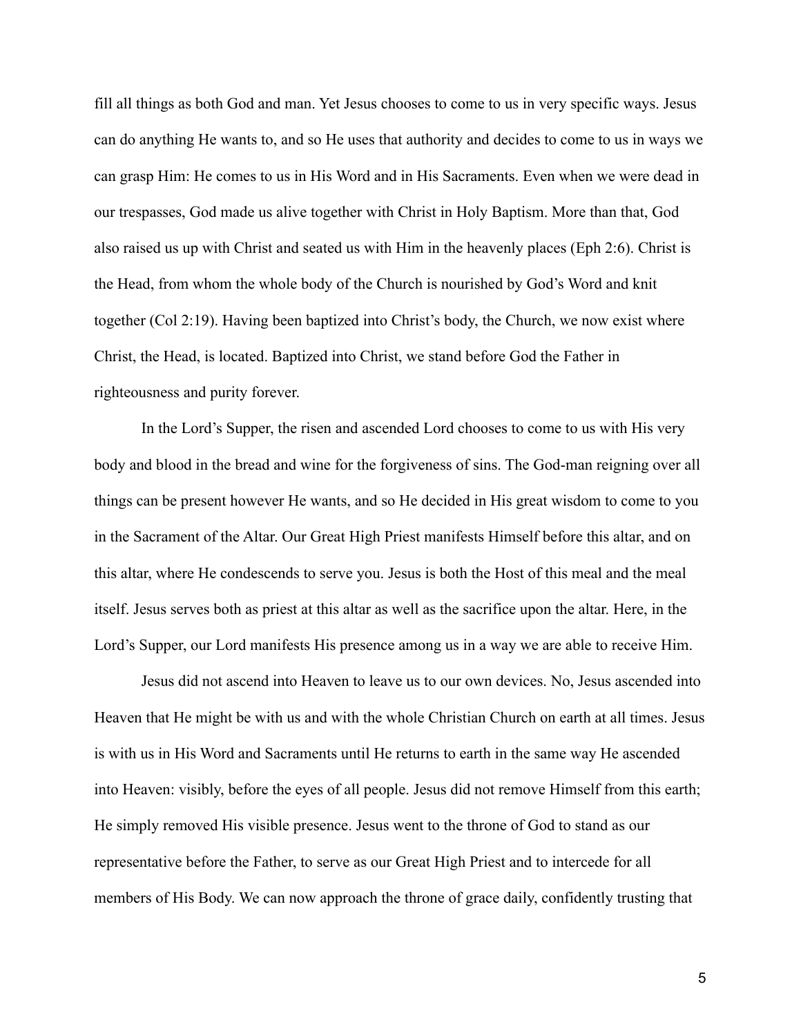fill all things as both God and man. Yet Jesus chooses to come to us in very specific ways. Jesus can do anything He wants to, and so He uses that authority and decides to come to us in ways we can grasp Him: He comes to us in His Word and in His Sacraments. Even when we were dead in our trespasses, God made us alive together with Christ in Holy Baptism. More than that, God also raised us up with Christ and seated us with Him in the heavenly places (Eph 2:6). Christ is the Head, from whom the whole body of the Church is nourished by God's Word and knit together (Col 2:19). Having been baptized into Christ's body, the Church, we now exist where Christ, the Head, is located. Baptized into Christ, we stand before God the Father in righteousness and purity forever.

In the Lord's Supper, the risen and ascended Lord chooses to come to us with His very body and blood in the bread and wine for the forgiveness of sins. The God-man reigning over all things can be present however He wants, and so He decided in His great wisdom to come to you in the Sacrament of the Altar. Our Great High Priest manifests Himself before this altar, and on this altar, where He condescends to serve you. Jesus is both the Host of this meal and the meal itself. Jesus serves both as priest at this altar as well as the sacrifice upon the altar. Here, in the Lord's Supper, our Lord manifests His presence among us in a way we are able to receive Him.

Jesus did not ascend into Heaven to leave us to our own devices. No, Jesus ascended into Heaven that He might be with us and with the whole Christian Church on earth at all times. Jesus is with us in His Word and Sacraments until He returns to earth in the same way He ascended into Heaven: visibly, before the eyes of all people. Jesus did not remove Himself from this earth; He simply removed His visible presence. Jesus went to the throne of God to stand as our representative before the Father, to serve as our Great High Priest and to intercede for all members of His Body. We can now approach the throne of grace daily, confidently trusting that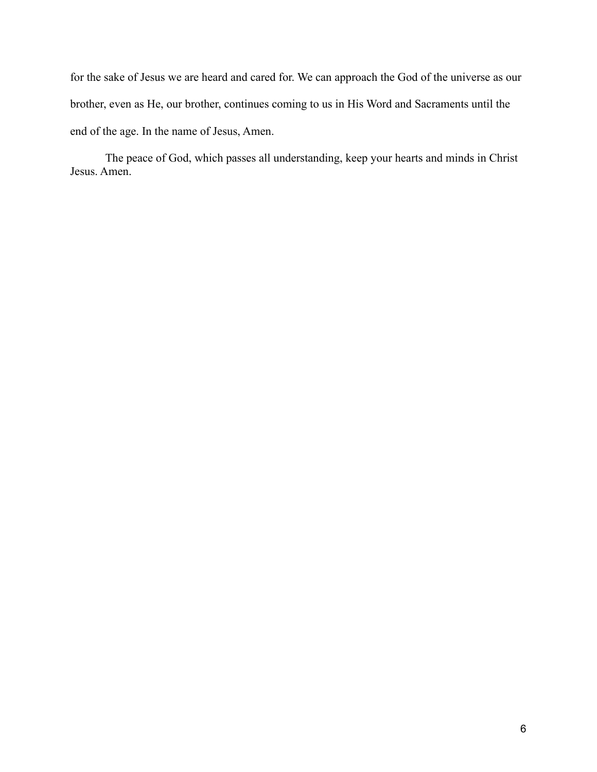for the sake of Jesus we are heard and cared for. We can approach the God of the universe as our brother, even as He, our brother, continues coming to us in His Word and Sacraments until the end of the age. In the name of Jesus, Amen.

The peace of God, which passes all understanding, keep your hearts and minds in Christ Jesus. Amen.